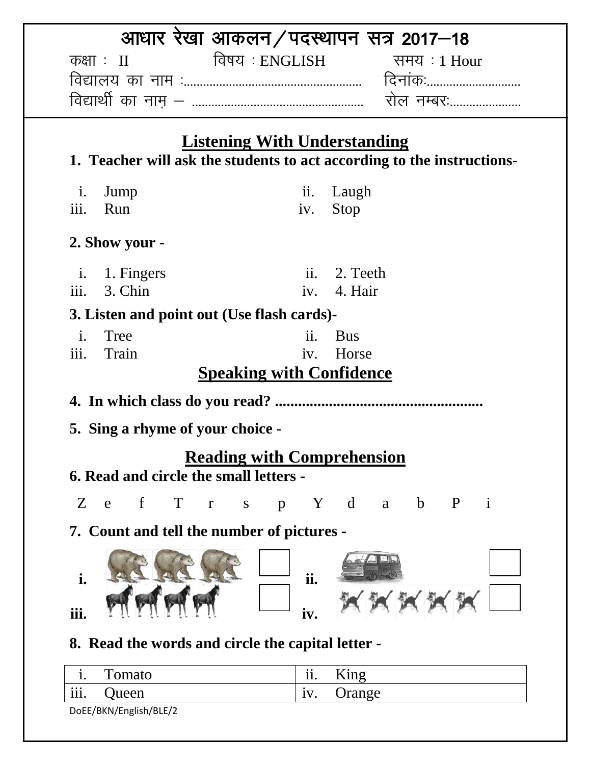# आधार रेखा आकलन/पदस्थापन सत्र 2017–18

कक्षा : II विषय : ENGLISH समय : 1 Hour

विद्यालय का नाम :...................................................... दिनांकः............................

विद्यार्थी का नाम – .................................................... रोल नम्बरः.....................

## Listening With Understanding

**1. Teacher will ask the students to act according to the instructions-**

i. Jump ii. Laugh

iii. Run iv. Stop

**2. Show your -**

i. 1. Fingers ii. 2. Teeth

iii. 3. Chin iv. 4. Hair

**3. Listen and point out (Use flash cards)-**

i. Tree ii. Bus

iii. Train iv. Horse

## Speaking with Confidence

**4. In which class do you read? ......................................................**

**5. Sing a rhyme of your choice -**

## Reading with Comprehension

**6. Read and circle the small letters -**

Z e f T r s p Y d a b P i

**7. Count and tell the number of pictures -**

**i.** ☐ **ii.** ☐

**iii.** ☐ **iv.** ☐

**8. Read the words and circle the capital letter -**

| i. Tomato | ii. King |
|---|---|
| iii. Queen | iv. Orange |

DoEE/BKN/English/BLE/2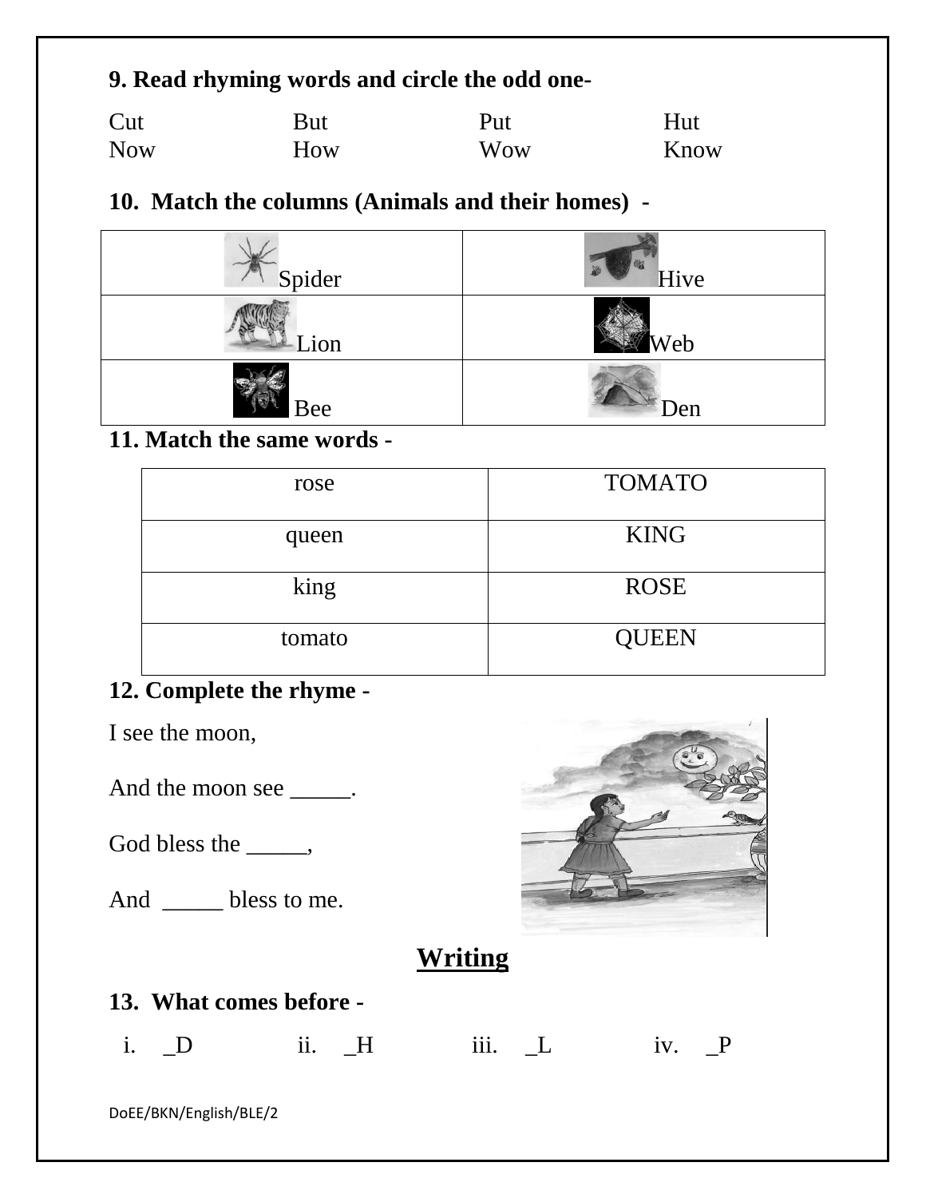**9. Read rhyming words and circle the odd one-**

| | | | |
|---|---|---|---|
| Cut | But | Put | Hut |
| Now | How | Wow | Know |

**10. Match the columns (Animals and their homes) -**

| | |
|---|---|
| Spider | Hive |
| Lion | Web |
| Bee | Den |

**11. Match the same words -**

| | |
|---|---|
| rose | TOMATO |
| queen | KING |
| king | ROSE |
| tomato | QUEEN |

**12. Complete the rhyme -**

I see the moon,

And the moon see _____.

God bless the _____,

And _____ bless to me.

## Writing

**13. What comes before -**

i. _D    ii. _H    iii. _L    iv. _P

DoEE/BKN/English/BLE/2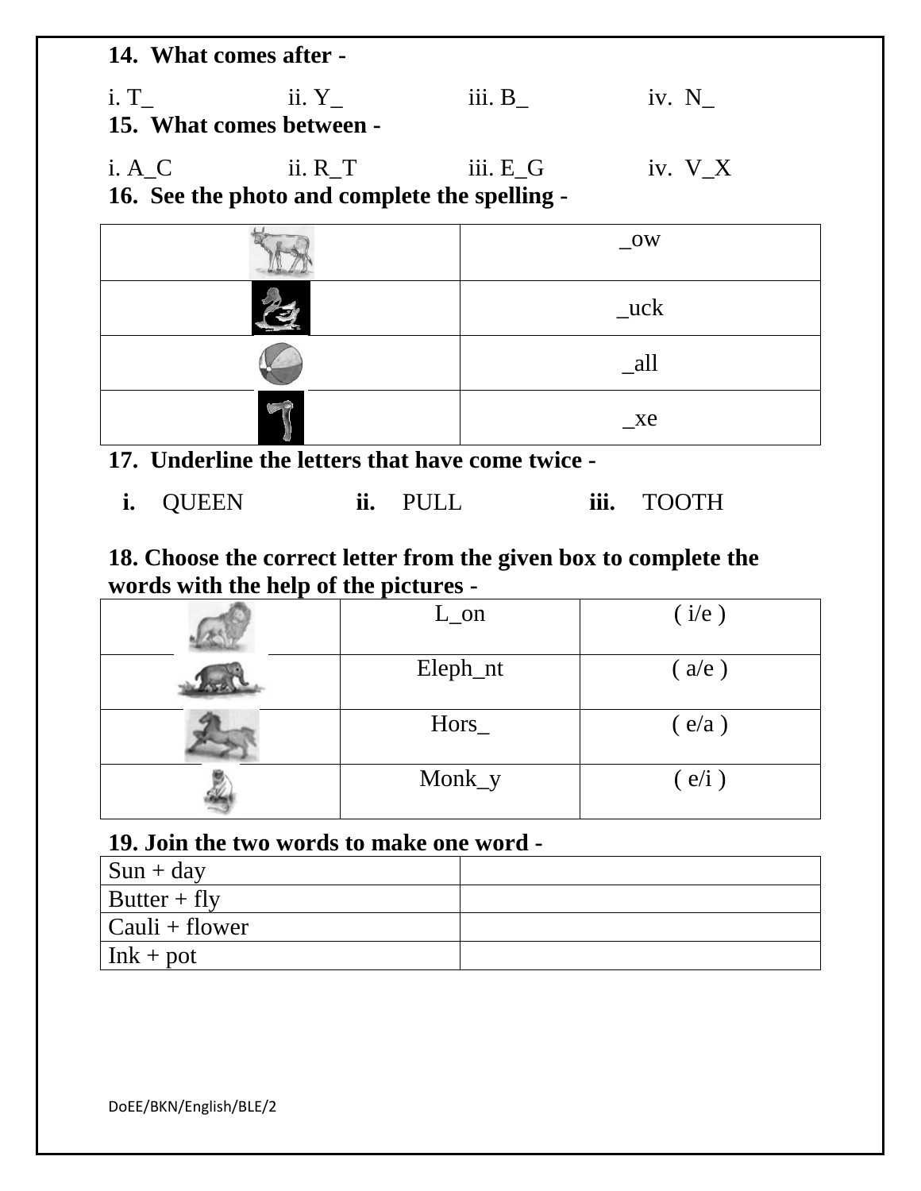**14. What comes after -**

i. T_ ii. Y_ iii. B_ iv. N_

**15. What comes between -**

i. A_C ii. R_T iii. E_G iv. V_X

**16. See the photo and complete the spelling -**

| | |
|---|---|
| | _ow |
| | _uck |
| | _all |
| | _xe |

**17. Underline the letters that have come twice -**

**i.** QUEEN **ii.** PULL **iii.** TOOTH

**18. Choose the correct letter from the given box to complete the words with the help of the pictures -**

| | | |
|---|---|---|
| | L_on | ( i/e ) |
| | Eleph_nt | ( a/e ) |
| | Hors_ | ( e/a ) |
| | Monk_y | ( e/i ) |

**19. Join the two words to make one word -**

| | |
|---|---|
| Sun + day | |
| Butter + fly | |
| Cauli + flower | |
| Ink + pot | |

DoEE/BKN/English/BLE/2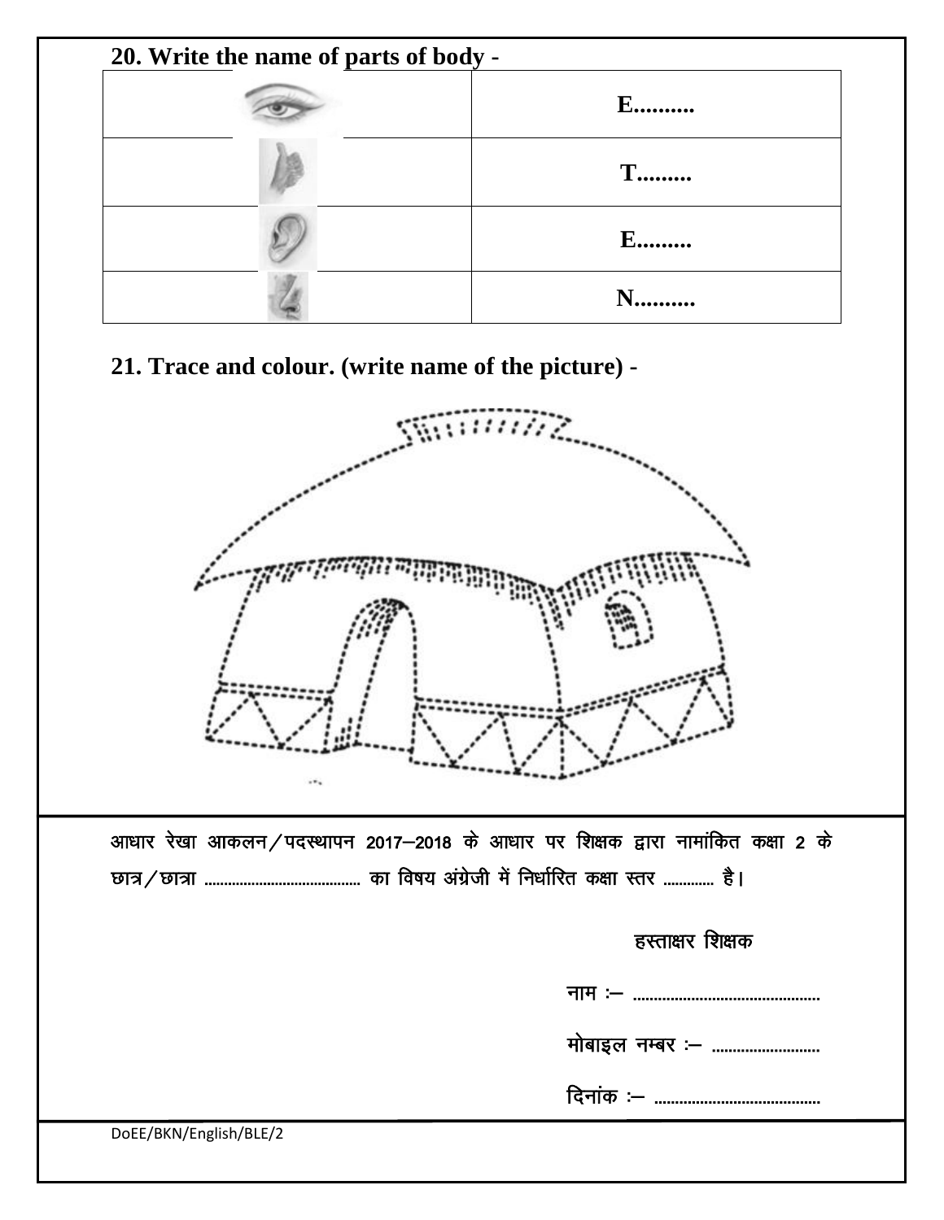**20. Write the name of parts of body -**

| | |
|---|---|
| | E.......... |
| | T......... |
| | E......... |
| | N.......... |

**21. Trace and colour. (write name of the picture) -**

आधार रेखा आकलन/पदस्थापन 2017–2018 के आधार पर शिक्षक द्वारा नामांकित कक्षा 2 के छात्र/छात्रा ...................................... का विषय अंग्रेजी में निर्धारित कक्षा स्तर ............ है।

हस्ताक्षर शिक्षक

नाम :– ............................................

मोबाइल नम्बर :– .........................

दिनांक :– .......................................

DoEE/BKN/English/BLE/2